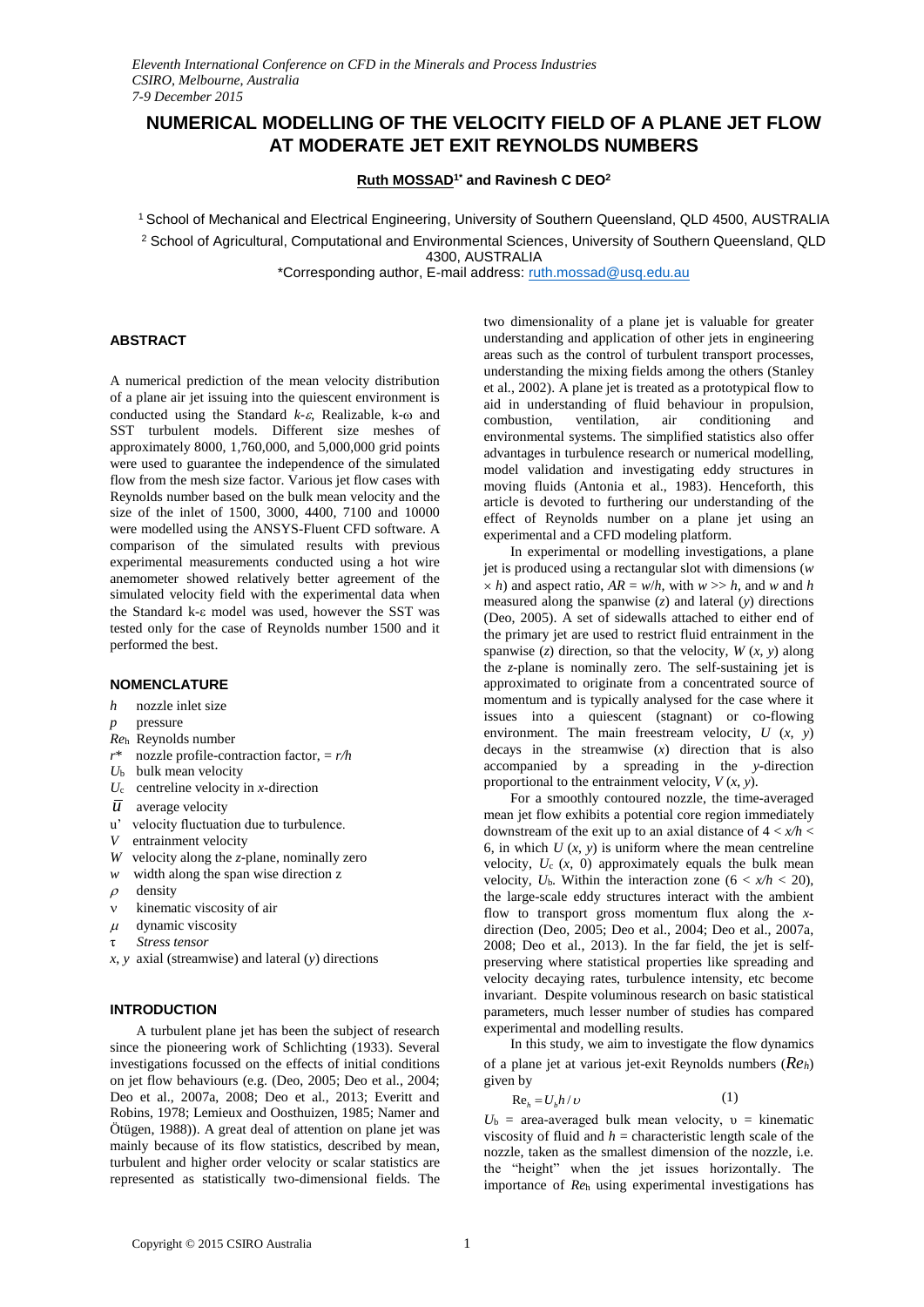# NUMERICAL MODELLING OF THE VELOCITY FIELD OF A PLANE JET FLOW AT MODERATE JET EXIT REYNOLDS NUMBERS

**Ruth MOSSAD[1*] and Ravinesh C DEO[2]**

[1] School of Mechanical and Electrical Engineering, University of Southern Queensland, QLD 4500, AUSTRALIA

[2] School of Agricultural, Computational and Environmental Sciences, University of Southern Queensland, QLD 4300, AUSTRALIA

*Corresponding author, E-mail address: ruth.mossad@usq.edu.au

## ABSTRACT

A numerical prediction of the mean velocity distribution of a plane air jet issuing into the quiescent environment is conducted using the Standard $k$-$\varepsilon$, Realizable, k-$\omega$ and SST turbulent models. Different size meshes of approximately 8000, 1,760,000, and 5,000,000 grid points were used to guarantee the independence of the simulated flow from the mesh size factor. Various jet flow cases with Reynolds number based on the bulk mean velocity and the size of the inlet of 1500, 3000, 4400, 7100 and 10000 were modelled using the ANSYS-Fluent CFD software. A comparison of the simulated results with previous experimental measurements conducted using a hot wire anemometer showed relatively better agreement of the simulated velocity field with the experimental data when the Standard k-$\varepsilon$ model was used, however the SST was tested only for the case of Reynolds number 1500 and it performed the best.

## NOMENCLATURE

- $h$ nozzle inlet size
- $p$ pressure
- $Re_h$ Reynolds number
- $r^*$ nozzle profile-contraction factor, $= r/h$
- $U_b$ bulk mean velocity
- $U_c$ centreline velocity in $x$-direction
- $\bar{u}$ average velocity
- u' velocity fluctuation due to turbulence.
- $V$ entrainment velocity
- $W$ velocity along the $z$-plane, nominally zero
- $w$ width along the span wise direction z
- $\rho$ density
- $\nu$ kinematic viscosity of air
- $\mu$ dynamic viscosity
- $\tau$ *Stress tensor*
- $x, y$ axial (streamwise) and lateral ($y$) directions

## INTRODUCTION

A turbulent plane jet has been the subject of research since the pioneering work of Schlichting (1933). Several investigations focussed on the effects of initial conditions on jet flow behaviours (e.g. (Deo, 2005; Deo et al., 2004; Deo et al., 2007a, 2008; Deo et al., 2013; Everitt and Robins, 1978; Lemieux and Oosthuizen, 1985; Namer and Ötügen, 1988)). A great deal of attention on plane jet was mainly because of its flow statistics, described by mean, turbulent and higher order velocity or scalar statistics are represented as statistically two-dimensional fields. The two dimensionality of a plane jet is valuable for greater understanding and application of other jets in engineering areas such as the control of turbulent transport processes, understanding the mixing fields among the others (Stanley et al., 2002). A plane jet is treated as a prototypical flow to aid in understanding of fluid behaviour in propulsion, combustion, ventilation, air conditioning and environmental systems. The simplified statistics also offer advantages in turbulence research or numerical modelling, model validation and investigating eddy structures in moving fluids (Antonia et al., 1983). Henceforth, this article is devoted to furthering our understanding of the effect of Reynolds number on a plane jet using an experimental and a CFD modeling platform.

In experimental or modelling investigations, a plane jet is produced using a rectangular slot with dimensions ($w \times h$) and aspect ratio, $AR = w/h$, with $w >> h$, and $w$ and $h$ measured along the spanwise ($z$) and lateral ($y$) directions (Deo, 2005). A set of sidewalls attached to either end of the primary jet are used to restrict fluid entrainment in the spanwise ($z$) direction, so that the velocity, $W$ ($x$, $y$) along the $z$-plane is nominally zero. The self-sustaining jet is approximated to originate from a concentrated source of momentum and is typically analysed for the case where it issues into a quiescent (stagnant) or co-flowing environment. The main freestream velocity, $U$ ($x$, $y$) decays in the streamwise ($x$) direction that is also accompanied by a spreading in the $y$-direction proportional to the entrainment velocity, $V$ ($x$, $y$).

For a smoothly contoured nozzle, the time-averaged mean jet flow exhibits a potential core region immediately downstream of the exit up to an axial distance of $4 < x/h < 6$, in which $U$ ($x$, $y$) is uniform where the mean centreline velocity, $U_c$ ($x$, 0) approximately equals the bulk mean velocity, $U_b$. Within the interaction zone ($6 < x/h < 20$), the large-scale eddy structures interact with the ambient flow to transport gross momentum flux along the $x$-direction (Deo, 2005; Deo et al., 2004; Deo et al., 2007a, 2008; Deo et al., 2013). In the far field, the jet is self-preserving where statistical properties like spreading and velocity decaying rates, turbulence intensity, etc become invariant. Despite voluminous research on basic statistical parameters, much lesser number of studies has compared experimental and modelling results.

In this study, we aim to investigate the flow dynamics of a plane jet at various jet-exit Reynolds numbers ($Re_h$) given by

$$\mathrm{Re}_h = U_b h / \upsilon \tag{1}$$

$U_b$ = area-averaged bulk mean velocity, $\upsilon$ = kinematic viscosity of fluid and $h$ = characteristic length scale of the nozzle, taken as the smallest dimension of the nozzle, i.e. the "height" when the jet issues horizontally. The importance of $Re_h$ using experimental investigations has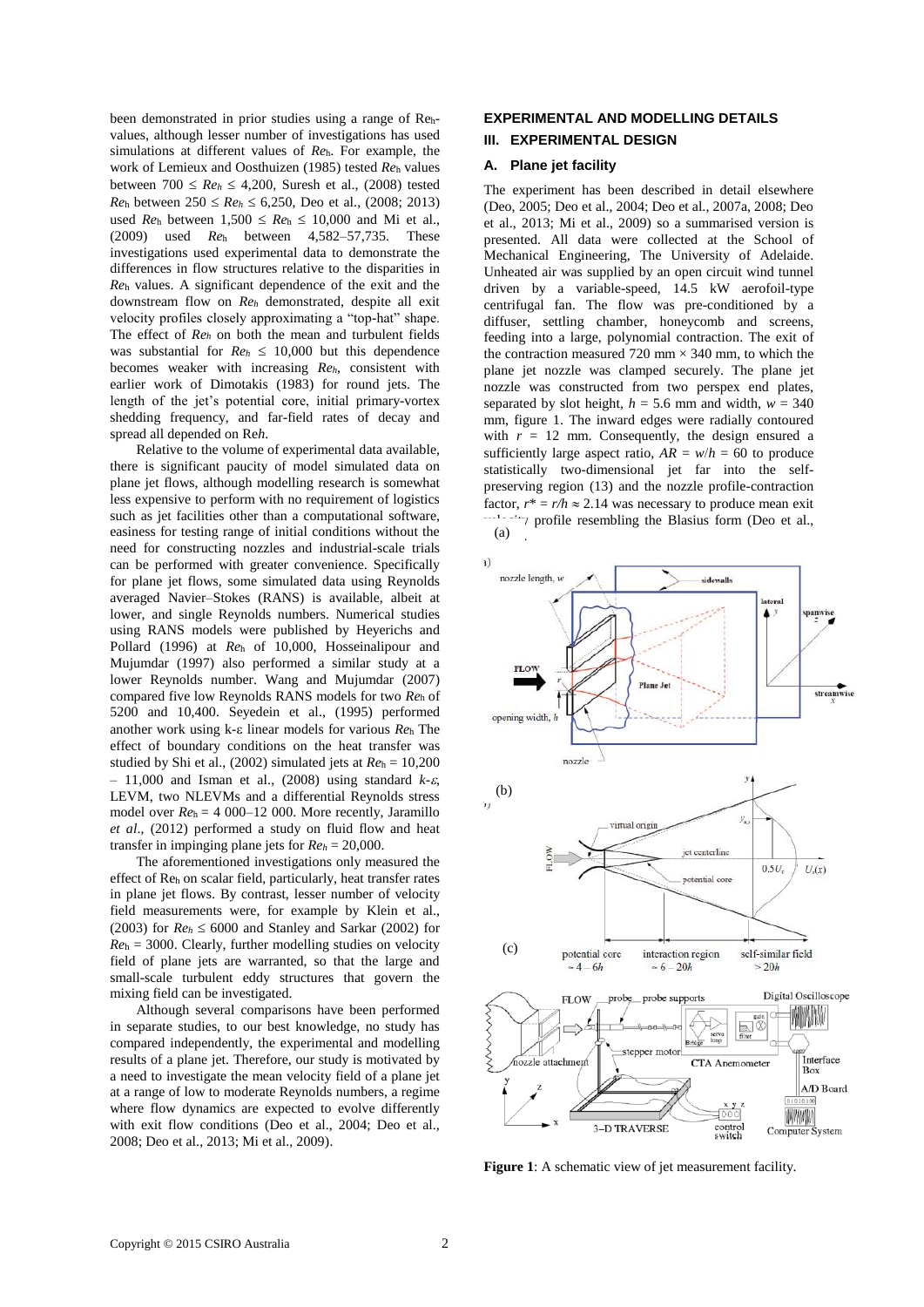been demonstrated in prior studies using a range of $Re_h$-values, although lesser number of investigations has used simulations at different values of $Re_h$. For example, the work of Lemieux and Oosthuizen (1985) tested $Re_h$ values between $700 \leq Re_h \leq 4{,}200$, Suresh et al., (2008) tested $Re_h$ between $250 \leq Re_h \leq 6{,}250$, Deo et al., (2008; 2013) used $Re_h$ between $1{,}500 \leq Re_h \leq 10{,}000$ and Mi et al., (2009) used $Re_h$ between 4,582–57,735. These investigations used experimental data to demonstrate the differences in flow structures relative to the disparities in $Re_h$ values. A significant dependence of the exit and the downstream flow on $Re_h$ demonstrated, despite all exit velocity profiles closely approximating a "top-hat" shape. The effect of $Re_h$ on both the mean and turbulent fields was substantial for $Re_h \leq 10{,}000$ but this dependence becomes weaker with increasing $Re_h$, consistent with earlier work of Dimotakis (1983) for round jets. The length of the jet's potential core, initial primary-vortex shedding frequency, and far-field rates of decay and spread all depended on $Re_h$.

Relative to the volume of experimental data available, there is significant paucity of model simulated data on plane jet flows, although modelling research is somewhat less expensive to perform with no requirement of logistics such as jet facilities other than a computational software, easiness for testing range of initial conditions without the need for constructing nozzles and industrial-scale trials can be performed with greater convenience. Specifically for plane jet flows, some simulated data using Reynolds averaged Navier–Stokes (RANS) is available, albeit at lower, and single Reynolds numbers. Numerical studies using RANS models were published by Heyerichs and Pollard (1996) at $Re_h$ of 10,000, Hosseinalipour and Mujumdar (1997) also performed a similar study at a lower Reynolds number. Wang and Mujumdar (2007) compared five low Reynolds RANS models for two $Re_h$ of 5200 and 10,400. Seyedein et al., (1995) performed another work using k-ε linear models for various $Re_h$ The effect of boundary conditions on the heat transfer was studied by Shi et al., (2002) simulated jets at $Re_h$ = 10,200 – 11,000 and Isman et al., (2008) using standard $k$-$\varepsilon$, LEVM, two NLEVMs and a differential Reynolds stress model over $Re_h$ = 4 000–12 000. More recently, Jaramillo *et al*., (2012) performed a study on fluid flow and heat transfer in impinging plane jets for $Re_h$ = 20,000.

The aforementioned investigations only measured the effect of $Re_h$ on scalar field, particularly, heat transfer rates in plane jet flows. By contrast, lesser number of velocity field measurements were, for example by Klein et al., (2003) for $Re_h \leq 6000$ and Stanley and Sarkar (2002) for $Re_h$ = 3000. Clearly, further modelling studies on velocity field of plane jets are warranted, so that the large and small-scale turbulent eddy structures that govern the mixing field can be investigated.

Although several comparisons have been performed in separate studies, to our best knowledge, no study has compared independently, the experimental and modelling results of a plane jet. Therefore, our study is motivated by a need to investigate the mean velocity field of a plane jet at a range of low to moderate Reynolds numbers, a regime where flow dynamics are expected to evolve differently with exit flow conditions (Deo et al., 2004; Deo et al., 2008; Deo et al., 2013; Mi et al., 2009).

## EXPERIMENTAL AND MODELLING DETAILS

## III. EXPERIMENTAL DESIGN

### A. Plane jet facility

The experiment has been described in detail elsewhere (Deo, 2005; Deo et al., 2004; Deo et al., 2007a, 2008; Deo et al., 2013; Mi et al., 2009) so a summarised version is presented. All data were collected at the School of Mechanical Engineering, The University of Adelaide. Unheated air was supplied by an open circuit wind tunnel driven by a variable-speed, 14.5 kW aerofoil-type centrifugal fan. The flow was pre-conditioned by a diffuser, settling chamber, honeycomb and screens, feeding into a large, polynomial contraction. The exit of the contraction measured 720 mm × 340 mm, to which the plane jet nozzle was clamped securely. The plane jet nozzle was constructed from two perspex end plates, separated by slot height, $h$ = 5.6 mm and width, $w$ = 340 mm, figure 1. The inward edges were radially contoured with $r$ = 12 mm. Consequently, the design ensured a sufficiently large aspect ratio, $AR = w/h$ = 60 to produce statistically two-dimensional jet far into the self-preserving region (13) and the nozzle profile-contraction factor, $r^* = r/h \approx 2.14$ was necessary to produce mean exit velocity profile resembling the Blasius form (Deo et al.,

**Figure 1**: A schematic view of jet measurement facility.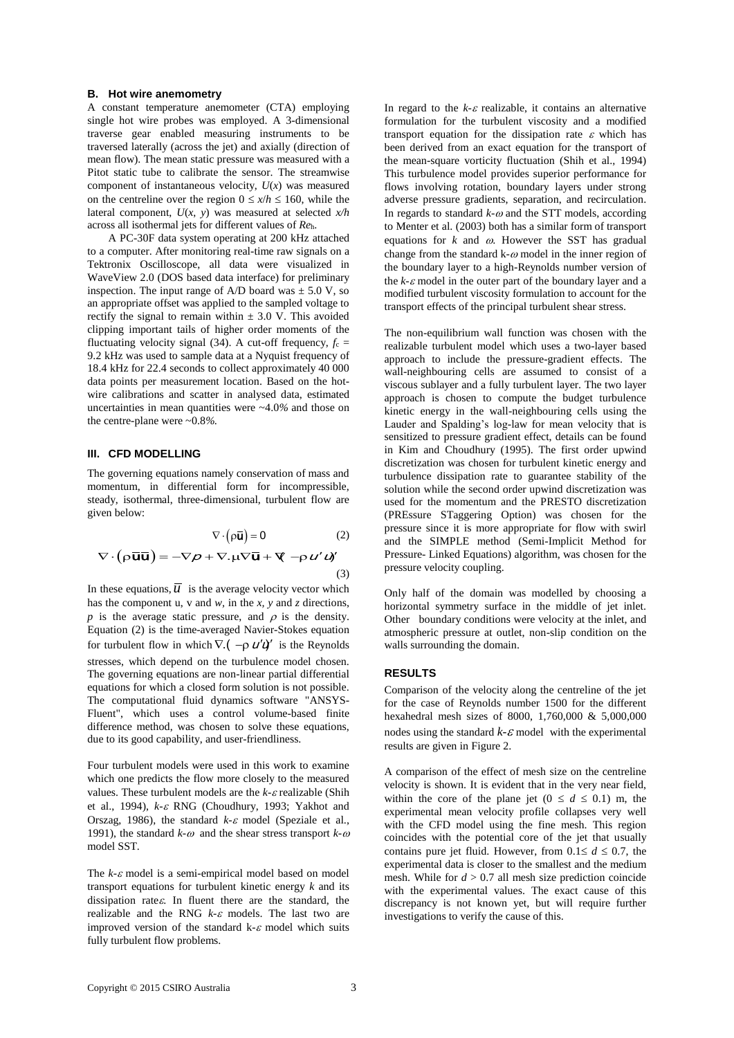### B. Hot wire anemometry

A constant temperature anemometer (CTA) employing single hot wire probes was employed. A 3-dimensional traverse gear enabled measuring instruments to be traversed laterally (across the jet) and axially (direction of mean flow). The mean static pressure was measured with a Pitot static tube to calibrate the sensor. The streamwise component of instantaneous velocity, $U(x)$ was measured on the centreline over the region $0 \leq x/h \leq 160$, while the lateral component, $U(x, y)$ was measured at selected $x/h$ across all isothermal jets for different values of $Re_h$.

A PC-30F data system operating at 200 kHz attached to a computer. After monitoring real-time raw signals on a Tektronix Oscilloscope, all data were visualized in WaveView 2.0 (DOS based data interface) for preliminary inspection. The input range of A/D board was ± 5.0 V, so an appropriate offset was applied to the sampled voltage to rectify the signal to remain within ± 3.0 V. This avoided clipping important tails of higher order moments of the fluctuating velocity signal (34). A cut-off frequency, $f_c$ = 9.2 kHz was used to sample data at a Nyquist frequency of 18.4 kHz for 22.4 seconds to collect approximately 40 000 data points per measurement location. Based on the hot-wire calibrations and scatter in analysed data, estimated uncertainties in mean quantities were ~4.0*%* and those on the centre-plane were ~0.8*%.*

### III. CFD MODELLING

The governing equations namely conservation of mass and momentum, in differential form for incompressible, steady, isothermal, three-dimensional, turbulent flow are given below:

$$\nabla \cdot \left(\rho \overline{\mathbf{u}}\right) = 0 \tag{2}$$

$$\nabla \cdot \left(\rho \overline{\mathbf{u}}\overline{\mathbf{u}}\right) = -\nabla p + \nabla . \mu \nabla \overline{\mathbf{u}} + \nabla\left(-\rho \overline{u'u'}\right) \tag{3}$$

In these equations, $\overline{u}$ is the average velocity vector which has the component u, v and $w$, in the $x$, $y$ and $z$ directions, $p$ is the average static pressure, and $\rho$ is the density. Equation (2) is the time-averaged Navier-Stokes equation for turbulent flow in which $\nabla.\left(-\rho \overline{u'u'}\right)$ is the Reynolds stresses, which depend on the turbulence model chosen. The governing equations are non-linear partial differential equations for which a closed form solution is not possible. The computational fluid dynamics software "ANSYS-Fluent", which uses a control volume-based finite difference method, was chosen to solve these equations, due to its good capability, and user-friendliness.

Four turbulent models were used in this work to examine which one predicts the flow more closely to the measured values. These turbulent models are the $k$-$\varepsilon$ realizable (Shih et al., 1994), $k$-$\varepsilon$ RNG (Choudhury, 1993; Yakhot and Orszag, 1986), the standard $k$-$\varepsilon$ model (Speziale et al., 1991), the standard $k$-$\omega$ and the shear stress transport $k$-$\omega$ model SST.

The $k$-$\varepsilon$ model is a semi-empirical model based on model transport equations for turbulent kinetic energy $k$ and its dissipation rate $\varepsilon$. In fluent there are the standard, the realizable and the RNG $k$-$\varepsilon$ models. The last two are improved version of the standard k-$\varepsilon$ model which suits fully turbulent flow problems.

In regard to the $k$-$\varepsilon$ realizable, it contains an alternative formulation for the turbulent viscosity and a modified transport equation for the dissipation rate $\varepsilon$ which has been derived from an exact equation for the transport of the mean-square vorticity fluctuation (Shih et al., 1994) This turbulence model provides superior performance for flows involving rotation, boundary layers under strong adverse pressure gradients, separation, and recirculation. In regards to standard $k$-$\omega$ and the STT models, according to Menter et al. (2003) both has a similar form of transport equations for $k$ and $\omega$. However the SST has gradual change from the standard k-$\omega$ model in the inner region of the boundary layer to a high-Reynolds number version of the $k$-$\varepsilon$ model in the outer part of the boundary layer and a modified turbulent viscosity formulation to account for the transport effects of the principal turbulent shear stress.

The non-equilibrium wall function was chosen with the realizable turbulent model which uses a two-layer based approach to include the pressure-gradient effects. The wall-neighbouring cells are assumed to consist of a viscous sublayer and a fully turbulent layer. The two layer approach is chosen to compute the budget turbulence kinetic energy in the wall-neighbouring cells using the Lauder and Spalding's log-law for mean velocity that is sensitized to pressure gradient effect, details can be found in Kim and Choudhury (1995). The first order upwind discretization was chosen for turbulent kinetic energy and turbulence dissipation rate to guarantee stability of the solution while the second order upwind discretization was used for the momentum and the PRESTO discretization (PREssure STaggering Option) was chosen for the pressure since it is more appropriate for flow with swirl and the SIMPLE method (Semi-Implicit Method for Pressure- Linked Equations) algorithm, was chosen for the pressure velocity coupling.

Only half of the domain was modelled by choosing a horizontal symmetry surface in the middle of jet inlet. Other boundary conditions were velocity at the inlet, and atmospheric pressure at outlet, non-slip condition on the walls surrounding the domain.

### RESULTS

Comparison of the velocity along the centreline of the jet for the case of Reynolds number 1500 for the different hexahedral mesh sizes of 8000, 1,760,000 & 5,000,000 nodes using the standard $k$-$\varepsilon$ model with the experimental results are given in Figure 2.

A comparison of the effect of mesh size on the centreline velocity is shown. It is evident that in the very near field, within the core of the plane jet ($0 \leq d \leq 0.1$) m, the experimental mean velocity profile collapses very well with the CFD model using the fine mesh. This region coincides with the potential core of the jet that usually contains pure jet fluid. However, from $0.1 \leq d \leq 0.7$, the experimental data is closer to the smallest and the medium mesh. While for $d > 0.7$ all mesh size prediction coincide with the experimental values. The exact cause of this discrepancy is not known yet, but will require further investigations to verify the cause of this.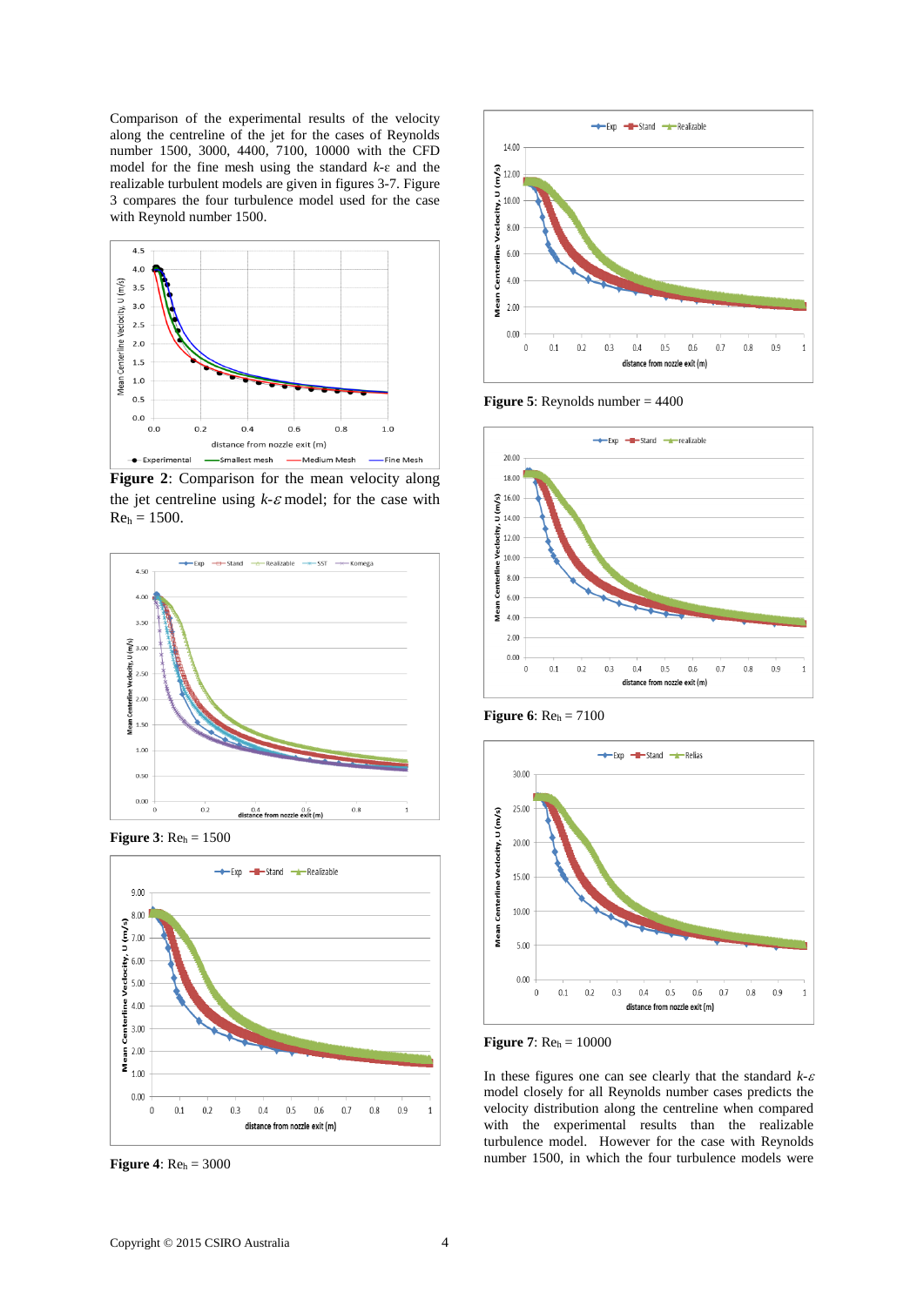Comparison of the experimental results of the velocity along the centreline of the jet for the cases of Reynolds number 1500, 3000, 4400, 7100, 10000 with the CFD model for the fine mesh using the standard $k$-$\varepsilon$ and the realizable turbulent models are given in figures 3-7. Figure 3 compares the four turbulence model used for the case with Reynold number 1500.

**Figure 2**: Comparison for the mean velocity along the jet centreline using $k$-$\varepsilon$ model; for the case with $Re_h$ = 1500.

**Figure 3**: $Re_h$ = 1500

**Figure 4**: $Re_h$ = 3000

**Figure 5**: Reynolds number = 4400

**Figure 6**: $Re_h$ = 7100

**Figure 7**: $Re_h$ = 10000

In these figures one can see clearly that the standard $k$-$\varepsilon$ model closely for all Reynolds number cases predicts the velocity distribution along the centreline when compared with the experimental results than the realizable turbulence model. However for the case with Reynolds number 1500, in which the four turbulence models were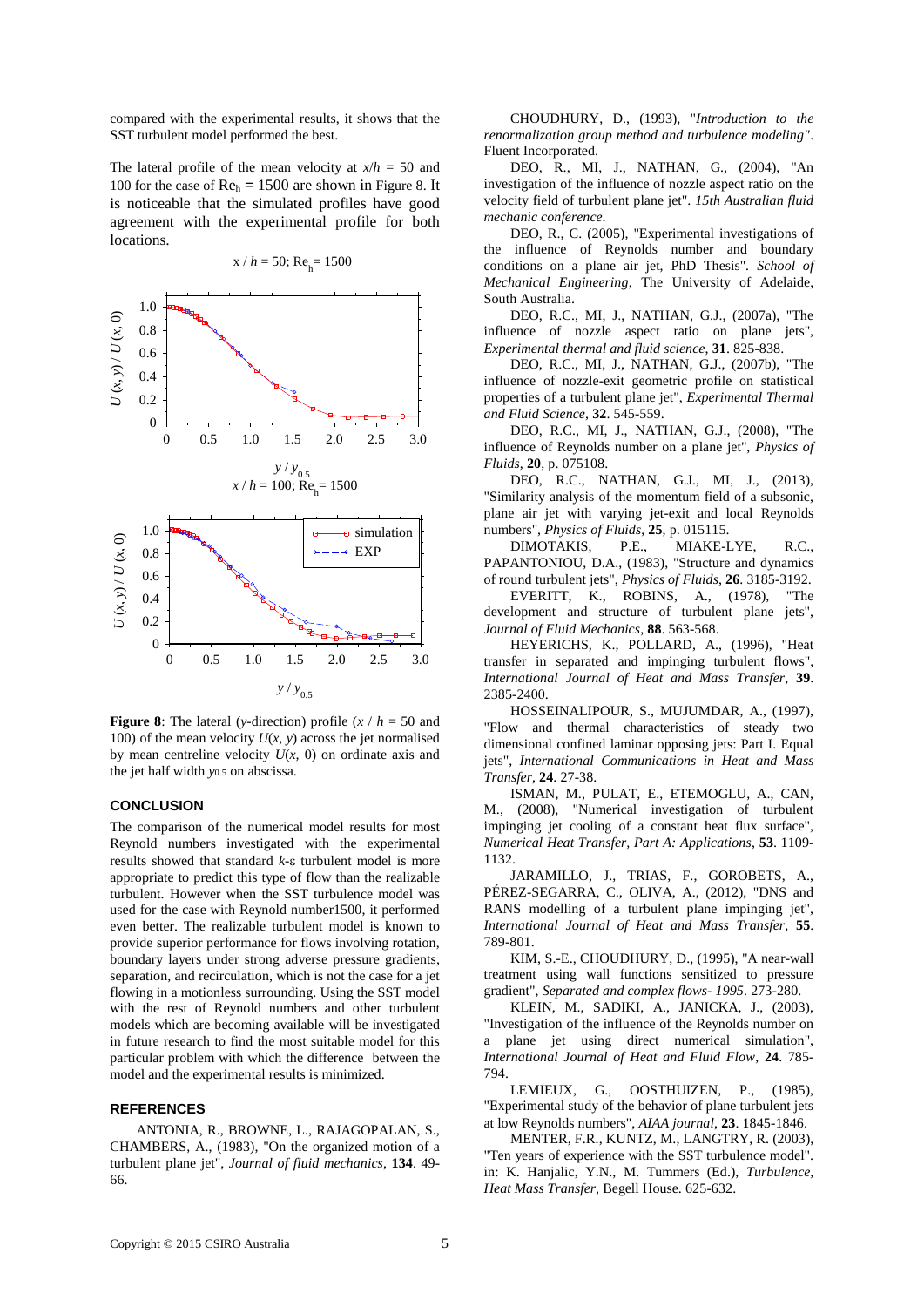compared with the experimental results, it shows that the SST turbulent model performed the best.

The lateral profile of the mean velocity at $x/h$ = 50 and 100 for the case of $Re_h$ = 1500 are shown in Figure 8. It is noticeable that the simulated profiles have good agreement with the experimental profile for both locations.

**Figure 8**: The lateral ($y$-direction) profile ($x$ / $h$ = 50 and 100) of the mean velocity $U(x, y)$ across the jet normalised by mean centreline velocity $U(x, 0)$ on ordinate axis and the jet half width $y_{0.5}$ on abscissa.

## CONCLUSION

The comparison of the numerical model results for most Reynold numbers investigated with the experimental results showed that standard $k$-ε turbulent model is more appropriate to predict this type of flow than the realizable turbulent. However when the SST turbulence model was used for the case with Reynold number1500, it performed even better. The realizable turbulent model is known to provide superior performance for flows involving rotation, boundary layers under strong adverse pressure gradients, separation, and recirculation, which is not the case for a jet flowing in a motionless surrounding. Using the SST model with the rest of Reynold numbers and other turbulent models which are becoming available will be investigated in future research to find the most suitable model for this particular problem with which the difference between the model and the experimental results is minimized.

## REFERENCES

ANTONIA, R., BROWNE, L., RAJAGOPALAN, S., CHAMBERS, A., (1983), "On the organized motion of a turbulent plane jet", *Journal of fluid mechanics*, **134**. 49-66.

CHOUDHURY, D., (1993), "*Introduction to the renormalization group method and turbulence modeling"*. Fluent Incorporated.

DEO, R., MI, J., NATHAN, G., (2004), "An investigation of the influence of nozzle aspect ratio on the velocity field of turbulent plane jet". *15th Australian fluid mechanic conference*.

DEO, R., C. (2005), "Experimental investigations of the influence of Reynolds number and boundary conditions on a plane air jet, PhD Thesis". *School of Mechanical Engineering*, The University of Adelaide, South Australia.

DEO, R.C., MI, J., NATHAN, G.J., (2007a), "The influence of nozzle aspect ratio on plane jets", *Experimental thermal and fluid science*, **31**. 825-838.

DEO, R.C., MI, J., NATHAN, G.J., (2007b), "The influence of nozzle-exit geometric profile on statistical properties of a turbulent plane jet", *Experimental Thermal and Fluid Science*, **32**. 545-559.

DEO, R.C., MI, J., NATHAN, G.J., (2008), "The influence of Reynolds number on a plane jet", *Physics of Fluids*, **20**, p. 075108.

DEO, R.C., NATHAN, G.J., MI, J., (2013), "Similarity analysis of the momentum field of a subsonic, plane air jet with varying jet-exit and local Reynolds numbers", *Physics of Fluids*, **25**, p. 015115.

DIMOTAKIS, P.E., MIAKE-LYE, R.C., PAPANTONIOU, D.A., (1983), "Structure and dynamics of round turbulent jets", *Physics of Fluids*, **26**. 3185-3192.

EVERITT, K., ROBINS, A., (1978), "The development and structure of turbulent plane jets", *Journal of Fluid Mechanics*, **88**. 563-568.

HEYERICHS, K., POLLARD, A., (1996), "Heat transfer in separated and impinging turbulent flows", *International Journal of Heat and Mass Transfer*, **39**. 2385-2400.

HOSSEINALIPOUR, S., MUJUMDAR, A., (1997), "Flow and thermal characteristics of steady two dimensional confined laminar opposing jets: Part I. Equal jets", *International Communications in Heat and Mass Transfer*, **24**. 27-38.

ISMAN, M., PULAT, E., ETEMOGLU, A., CAN, M., (2008), "Numerical investigation of turbulent impinging jet cooling of a constant heat flux surface", *Numerical Heat Transfer, Part A: Applications*, **53**. 1109-1132.

JARAMILLO, J., TRIAS, F., GOROBETS, A., PÉREZ-SEGARRA, C., OLIVA, A., (2012), "DNS and RANS modelling of a turbulent plane impinging jet", *International Journal of Heat and Mass Transfer*, **55**. 789-801.

KIM, S.-E., CHOUDHURY, D., (1995), "A near-wall treatment using wall functions sensitized to pressure gradient", *Separated and complex flows- 1995*. 273-280.

KLEIN, M., SADIKI, A., JANICKA, J., (2003), "Investigation of the influence of the Reynolds number on a plane jet using direct numerical simulation", *International Journal of Heat and Fluid Flow*, **24**. 785-794.

LEMIEUX, G., OOSTHUIZEN, P., (1985), "Experimental study of the behavior of plane turbulent jets at low Reynolds numbers", *AIAA journal*, **23**. 1845-1846.

MENTER, F.R., KUNTZ, M., LANGTRY, R. (2003), "Ten years of experience with the SST turbulence model". in: K. Hanjalic, Y.N., M. Tummers (Ed.), *Turbulence, Heat Mass Transfer*, Begell House. 625-632.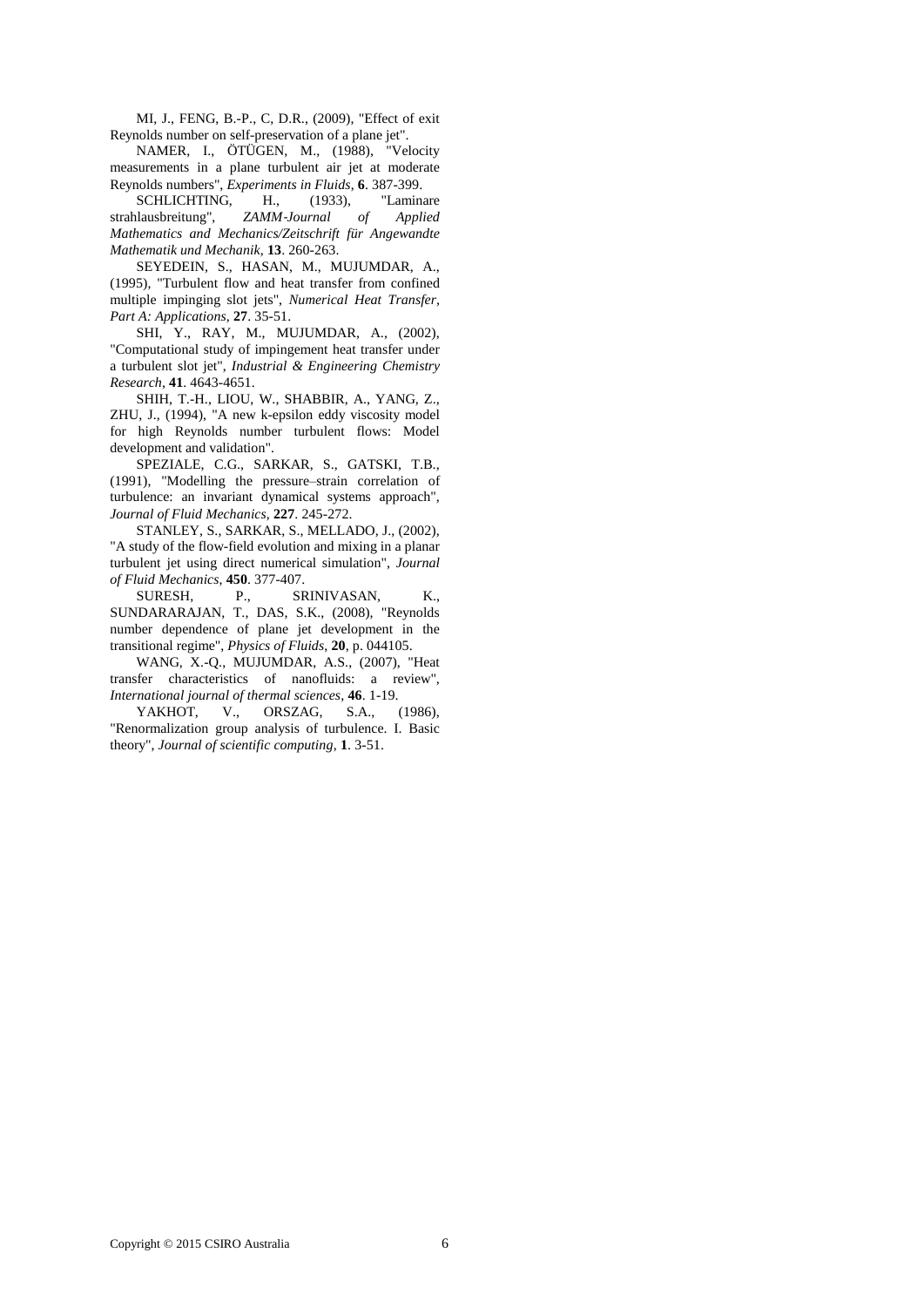MI, J., FENG, B.-P., C, D.R., (2009), "Effect of exit Reynolds number on self-preservation of a plane jet".

NAMER, I., ÖTÜGEN, M., (1988), "Velocity measurements in a plane turbulent air jet at moderate Reynolds numbers", *Experiments in Fluids*, **6**. 387-399.

SCHLICHTING, H., (1933), "Laminare strahlausbreitung", *ZAMM-Journal of Applied Mathematics and Mechanics/Zeitschrift für Angewandte Mathematik und Mechanik*, **13**. 260-263.

SEYEDEIN, S., HASAN, M., MUJUMDAR, A., (1995), "Turbulent flow and heat transfer from confined multiple impinging slot jets", *Numerical Heat Transfer, Part A: Applications*, **27**. 35-51.

SHI, Y., RAY, M., MUJUMDAR, A., (2002), "Computational study of impingement heat transfer under a turbulent slot jet", *Industrial & Engineering Chemistry Research*, **41**. 4643-4651.

SHIH, T.-H., LIOU, W., SHABBIR, A., YANG, Z., ZHU, J., (1994), "A new k-epsilon eddy viscosity model for high Reynolds number turbulent flows: Model development and validation".

SPEZIALE, C.G., SARKAR, S., GATSKI, T.B., (1991), "Modelling the pressure–strain correlation of turbulence: an invariant dynamical systems approach", *Journal of Fluid Mechanics*, **227**. 245-272.

STANLEY, S., SARKAR, S., MELLADO, J., (2002), "A study of the flow-field evolution and mixing in a planar turbulent jet using direct numerical simulation", *Journal of Fluid Mechanics*, **450**. 377-407.

SURESH, P., SRINIVASAN, K., SUNDARARAJAN, T., DAS, S.K., (2008), "Reynolds number dependence of plane jet development in the transitional regime", *Physics of Fluids*, **20**, p. 044105.

WANG, X.-Q., MUJUMDAR, A.S., (2007), "Heat transfer characteristics of nanofluids: a review", *International journal of thermal sciences*, **46**. 1-19.

YAKHOT, V., ORSZAG, S.A., (1986), "Renormalization group analysis of turbulence. I. Basic theory", *Journal of scientific computing*, **1**. 3-51.